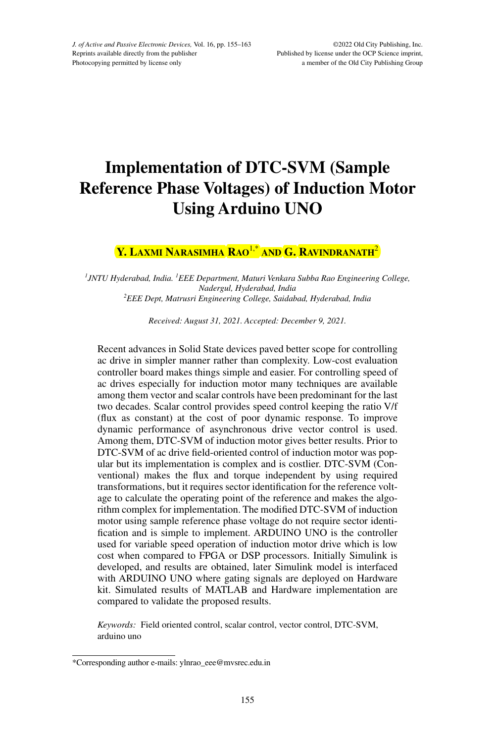# Implementation of DTC-SVM (Sample Reference Phase Voltages) of Induction Motor Using Arduino UNO

**Y. Laxmi Narasimha Rao**[1,*] **and G. Ravindranath**[2]

*[1]JNTU Hyderabad, India. [1]EEE Department, Maturi Venkara Subba Rao Engineering College, Nadergul, Hyderabad, India*
*[2]EEE Dept, Matrusri Engineering College, Saidabad, Hyderabad, India*

*Received: August 31, 2021. Accepted: December 9, 2021.*

Recent advances in Solid State devices paved better scope for controlling ac drive in simpler manner rather than complexity. Low-cost evaluation controller board makes things simple and easier. For controlling speed of ac drives especially for induction motor many techniques are available among them vector and scalar controls have been predominant for the last two decades. Scalar control provides speed control keeping the ratio V/f (flux as constant) at the cost of poor dynamic response. To improve dynamic performance of asynchronous drive vector control is used. Among them, DTC-SVM of induction motor gives better results. Prior to DTC-SVM of ac drive field-oriented control of induction motor was popular but its implementation is complex and is costlier. DTC-SVM (Conventional) makes the flux and torque independent by using required transformations, but it requires sector identification for the reference voltage to calculate the operating point of the reference and makes the algorithm complex for implementation. The modified DTC-SVM of induction motor using sample reference phase voltage do not require sector identification and is simple to implement. ARDUINO UNO is the controller used for variable speed operation of induction motor drive which is low cost when compared to FPGA or DSP processors. Initially Simulink is developed, and results are obtained, later Simulink model is interfaced with ARDUINO UNO where gating signals are deployed on Hardware kit. Simulated results of MATLAB and Hardware implementation are compared to validate the proposed results.

*Keywords:* Field oriented control, scalar control, vector control, DTC-SVM, arduino uno

---

*Corresponding author e-mails: ylnrao_eee@mvsrec.edu.in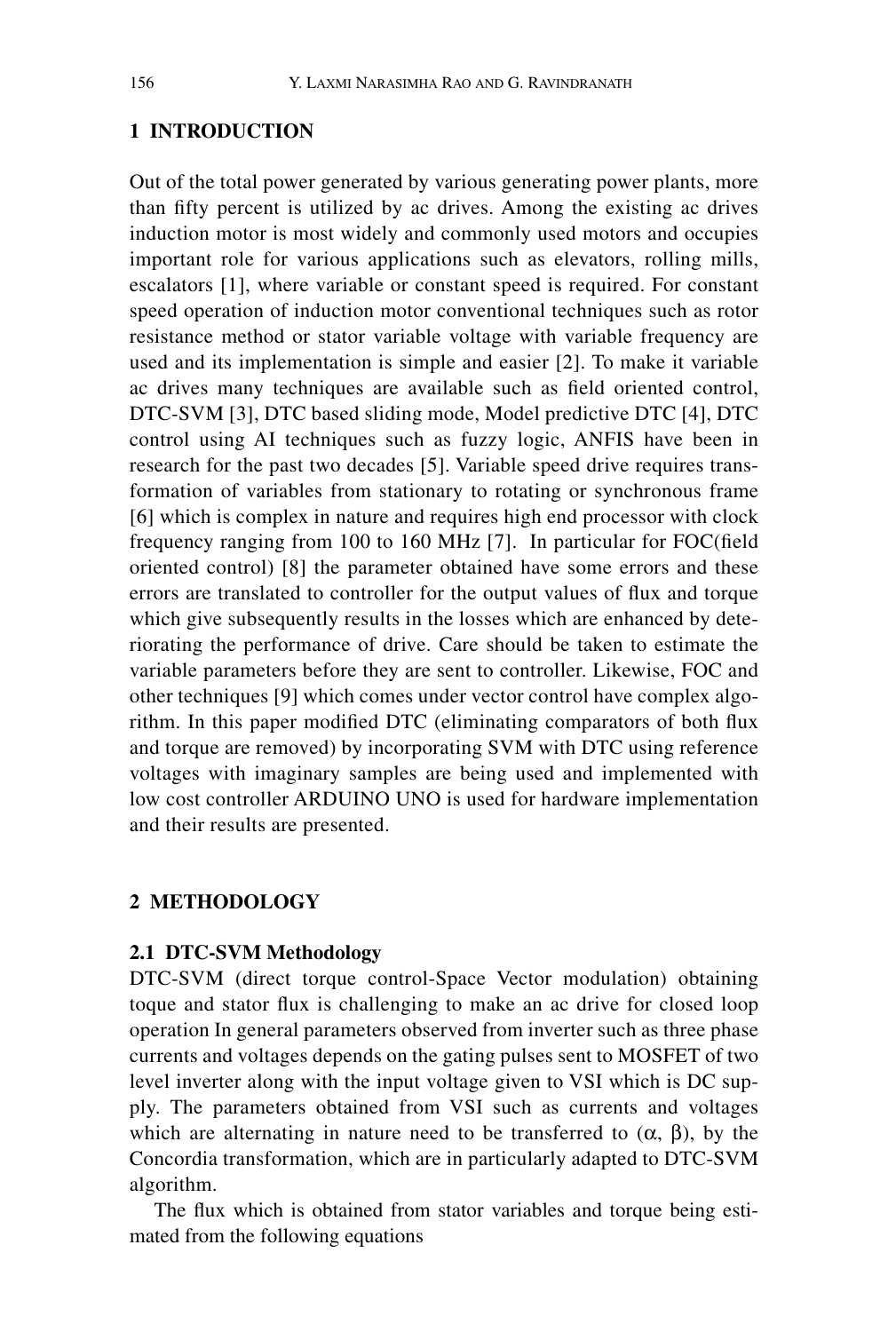## 1 INTRODUCTION

Out of the total power generated by various generating power plants, more than fifty percent is utilized by ac drives. Among the existing ac drives induction motor is most widely and commonly used motors and occupies important role for various applications such as elevators, rolling mills, escalators [1], where variable or constant speed is required. For constant speed operation of induction motor conventional techniques such as rotor resistance method or stator variable voltage with variable frequency are used and its implementation is simple and easier [2]. To make it variable ac drives many techniques are available such as field oriented control, DTC-SVM [3], DTC based sliding mode, Model predictive DTC [4], DTC control using AI techniques such as fuzzy logic, ANFIS have been in research for the past two decades [5]. Variable speed drive requires transformation of variables from stationary to rotating or synchronous frame [6] which is complex in nature and requires high end processor with clock frequency ranging from 100 to 160 MHz [7]. In particular for FOC(field oriented control) [8] the parameter obtained have some errors and these errors are translated to controller for the output values of flux and torque which give subsequently results in the losses which are enhanced by deteriorating the performance of drive. Care should be taken to estimate the variable parameters before they are sent to controller. Likewise, FOC and other techniques [9] which comes under vector control have complex algorithm. In this paper modified DTC (eliminating comparators of both flux and torque are removed) by incorporating SVM with DTC using reference voltages with imaginary samples are being used and implemented with low cost controller ARDUINO UNO is used for hardware implementation and their results are presented.

## 2 METHODOLOGY

### 2.1 DTC-SVM Methodology

DTC-SVM (direct torque control-Space Vector modulation) obtaining toque and stator flux is challenging to make an ac drive for closed loop operation In general parameters observed from inverter such as three phase currents and voltages depends on the gating pulses sent to MOSFET of two level inverter along with the input voltage given to VSI which is DC supply. The parameters obtained from VSI such as currents and voltages which are alternating in nature need to be transferred to ($\alpha$, $\beta$), by the Concordia transformation, which are in particularly adapted to DTC-SVM algorithm.

The flux which is obtained from stator variables and torque being estimated from the following equations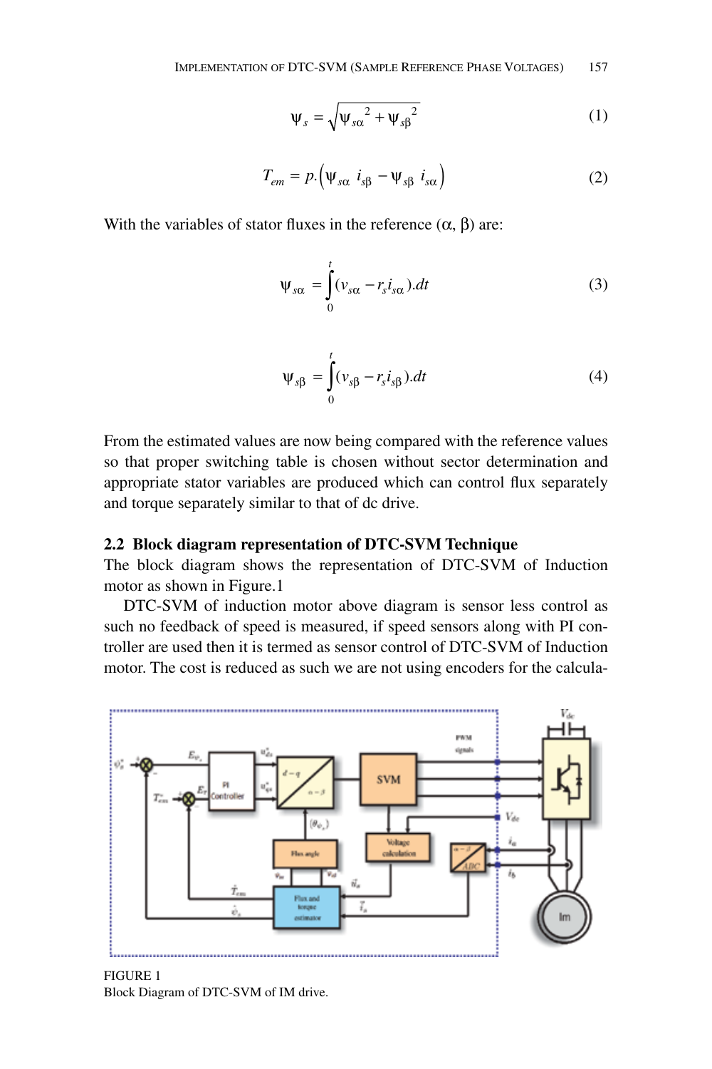$$\psi_s = \sqrt{\psi_{s\alpha}{}^2 + \psi_{s\beta}{}^2} \tag{1}$$

$$T_{em} = p.\left(\psi_{s\alpha}\ i_{s\beta} - \psi_{s\beta}\ i_{s\alpha}\right) \tag{2}$$

With the variables of stator fluxes in the reference (α, β) are:

$$\psi_{s\alpha} = \int_0^t (v_{s\alpha} - r_s i_{s\alpha}).dt \tag{3}$$

$$\psi_{s\beta} = \int_0^t (v_{s\beta} - r_s i_{s\beta}).dt \tag{4}$$

From the estimated values are now being compared with the reference values so that proper switching table is chosen without sector determination and appropriate stator variables are produced which can control flux separately and torque separately similar to that of dc drive.

### 2.2 Block diagram representation of DTC-SVM Technique

The block diagram shows the representation of DTC-SVM of Induction motor as shown in Figure.1

DTC-SVM of induction motor above diagram is sensor less control as such no feedback of speed is measured, if speed sensors along with PI controller are used then it is termed as sensor control of DTC-SVM of Induction motor. The cost is reduced as such we are not using encoders for the calcula-

FIGURE 1
Block Diagram of DTC-SVM of IM drive.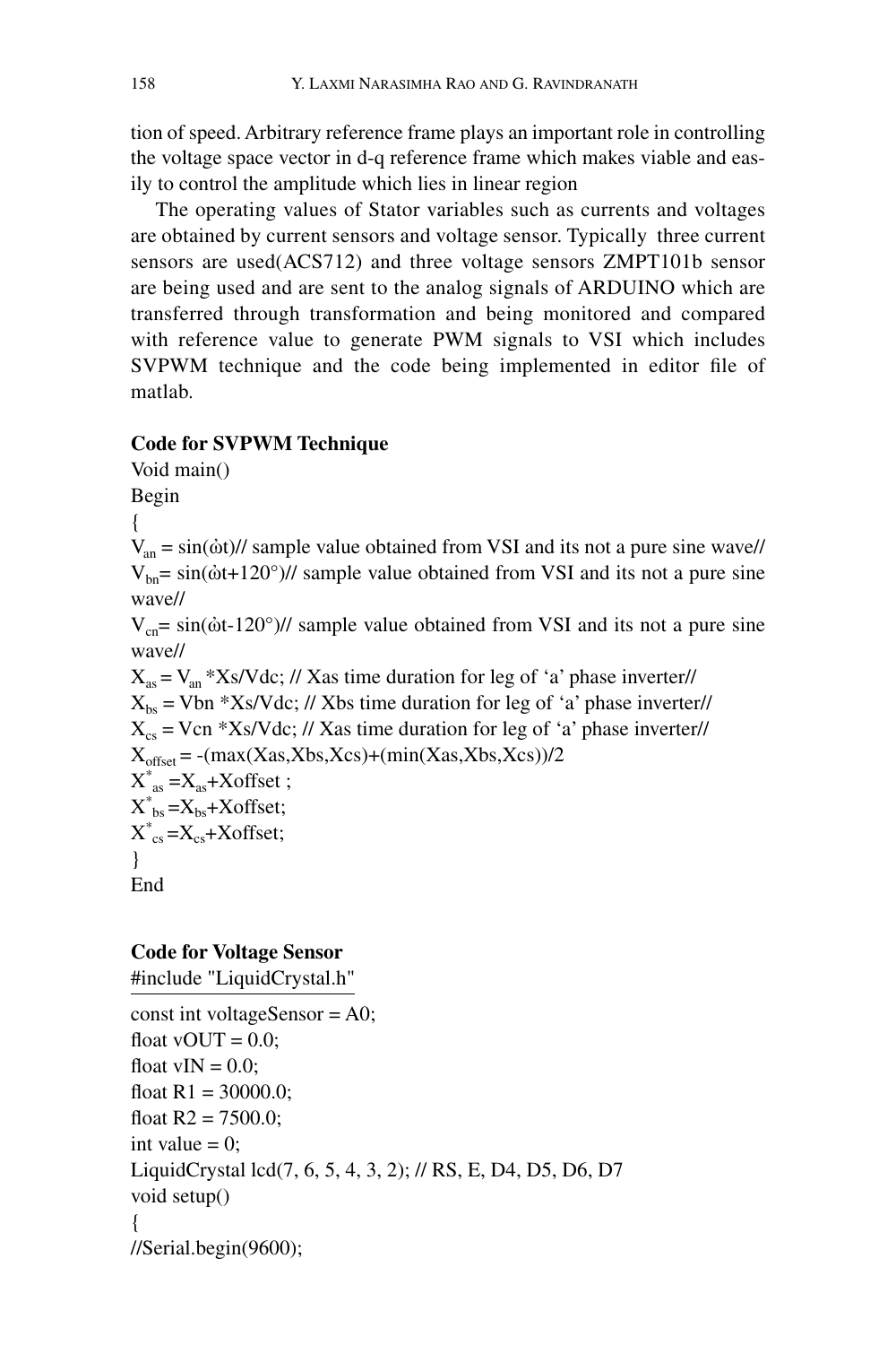tion of speed. Arbitrary reference frame plays an important role in controlling the voltage space vector in d-q reference frame which makes viable and easily to control the amplitude which lies in linear region

The operating values of Stator variables such as currents and voltages are obtained by current sensors and voltage sensor. Typically three current sensors are used(ACS712) and three voltage sensors ZMPT101b sensor are being used and are sent to the analog signals of ARDUINO which are transferred through transformation and being monitored and compared with reference value to generate PWM signals to VSI which includes SVPWM technique and the code being implemented in editor file of matlab.

**Code for SVPWM Technique**

```
Void main()
Begin
{
Van = sin(ὠt)// sample value obtained from VSI and its not a pure sine wave//
Vbn= sin(ὠt+120°)// sample value obtained from VSI and its not a pure sine wave//
Vcn= sin(ὠt-120°)// sample value obtained from VSI and its not a pure sine wave//
Xas = Van *Xs/Vdc; // Xas time duration for leg of 'a' phase inverter//
Xbs = Vbn *Xs/Vdc; // Xbs time duration for leg of 'a' phase inverter//
Xcs = Vcn *Xs/Vdc; // Xas time duration for leg of 'a' phase inverter//
Xoffset = -(max(Xas,Xbs,Xcs)+(min(Xas,Xbs,Xcs))/2
X*as =Xas+Xoffset ;
X*bs =Xbs+Xoffset;
X*cs =Xcs+Xoffset;
}
End
```

**Code for Voltage Sensor**

```
#include "LiquidCrystal.h"
const int voltageSensor = A0;
float vOUT = 0.0;
float vIN = 0.0;
float R1 = 30000.0;
float R2 = 7500.0;
int value = 0;
LiquidCrystal lcd(7, 6, 5, 4, 3, 2); // RS, E, D4, D5, D6, D7
void setup()
{
//Serial.begin(9600);
```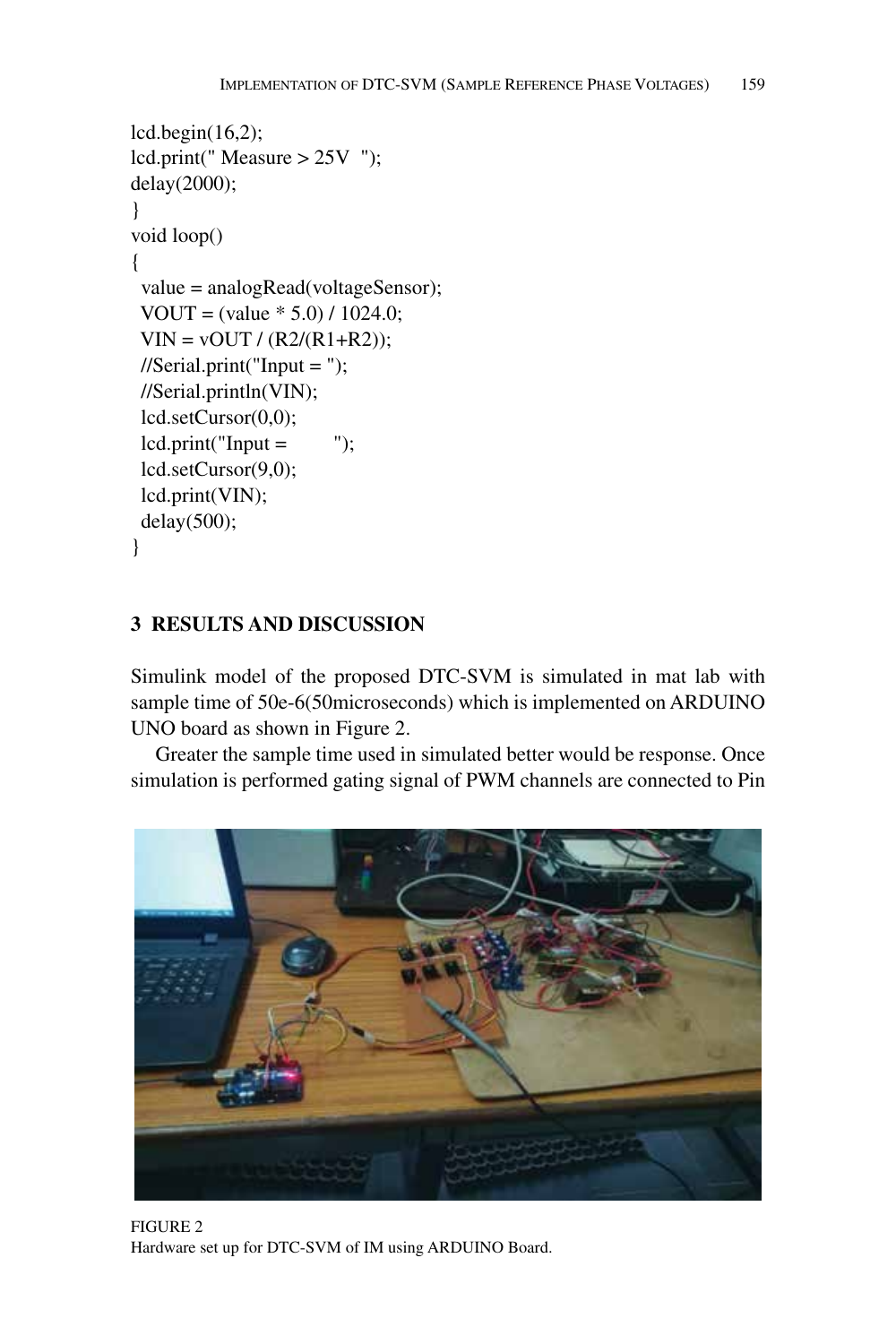```
lcd.begin(16,2);
lcd.print(" Measure > 25V  ");
delay(2000);
}
void loop()
{
  value = analogRead(voltageSensor);
  VOUT = (value * 5.0) / 1024.0;
  VIN = vOUT / (R2/(R1+R2));
  //Serial.print("Input = ");
  //Serial.println(VIN);
  lcd.setCursor(0,0);
  lcd.print("Input =         ");
  lcd.setCursor(9,0);
  lcd.print(VIN);
  delay(500);
}
```

## 3 RESULTS AND DISCUSSION

Simulink model of the proposed DTC-SVM is simulated in mat lab with sample time of 50e-6(50microseconds) which is implemented on ARDUINO UNO board as shown in Figure 2.

Greater the sample time used in simulated better would be response. Once simulation is performed gating signal of PWM channels are connected to Pin

FIGURE 2
Hardware set up for DTC-SVM of IM using ARDUINO Board.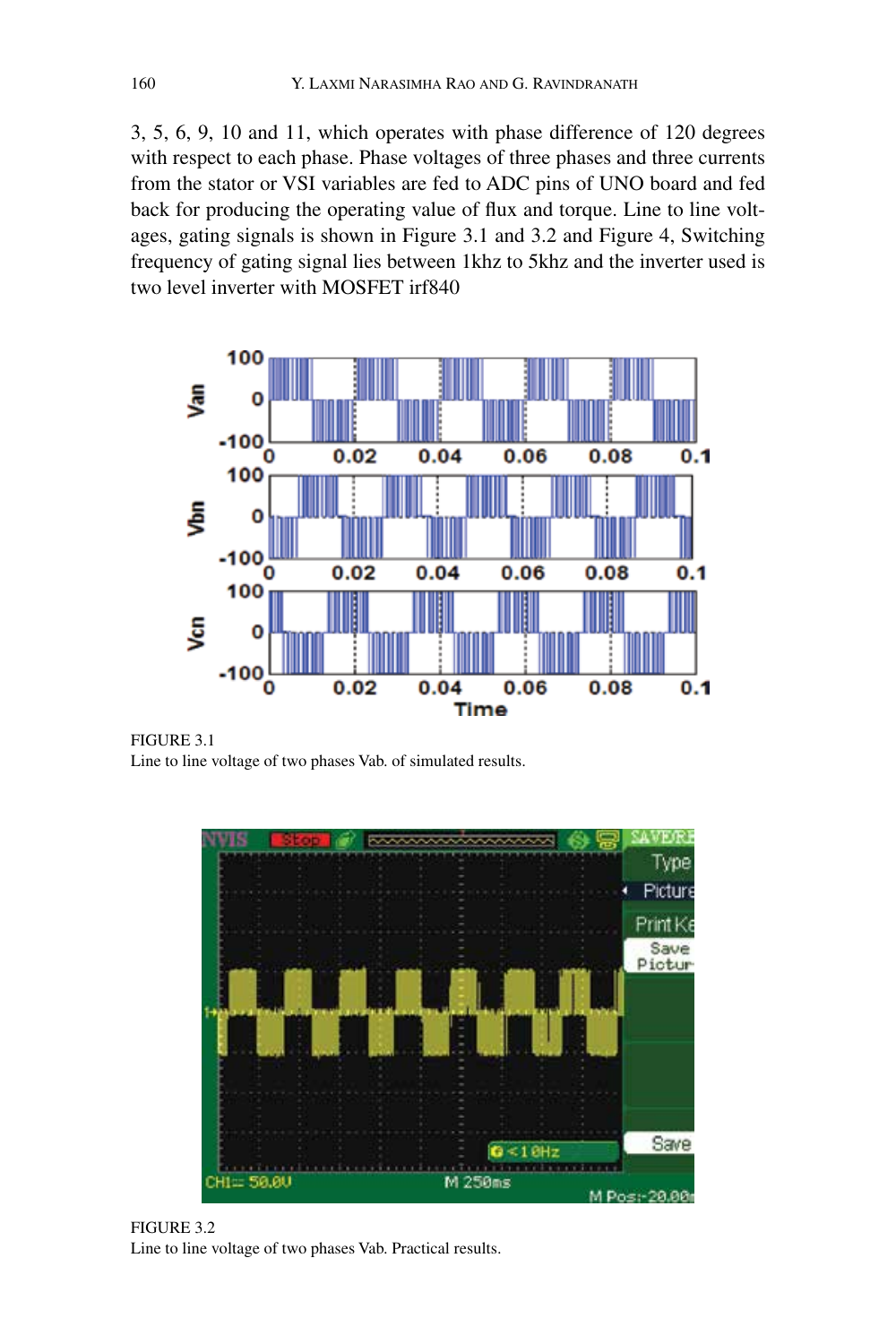3, 5, 6, 9, 10 and 11, which operates with phase difference of 120 degrees with respect to each phase. Phase voltages of three phases and three currents from the stator or VSI variables are fed to ADC pins of UNO board and fed back for producing the operating value of flux and torque. Line to line voltages, gating signals is shown in Figure 3.1 and 3.2 and Figure 4, Switching frequency of gating signal lies between 1khz to 5khz and the inverter used is two level inverter with MOSFET irf840

FIGURE 3.1
Line to line voltage of two phases Vab. of simulated results.

FIGURE 3.2
Line to line voltage of two phases Vab. Practical results.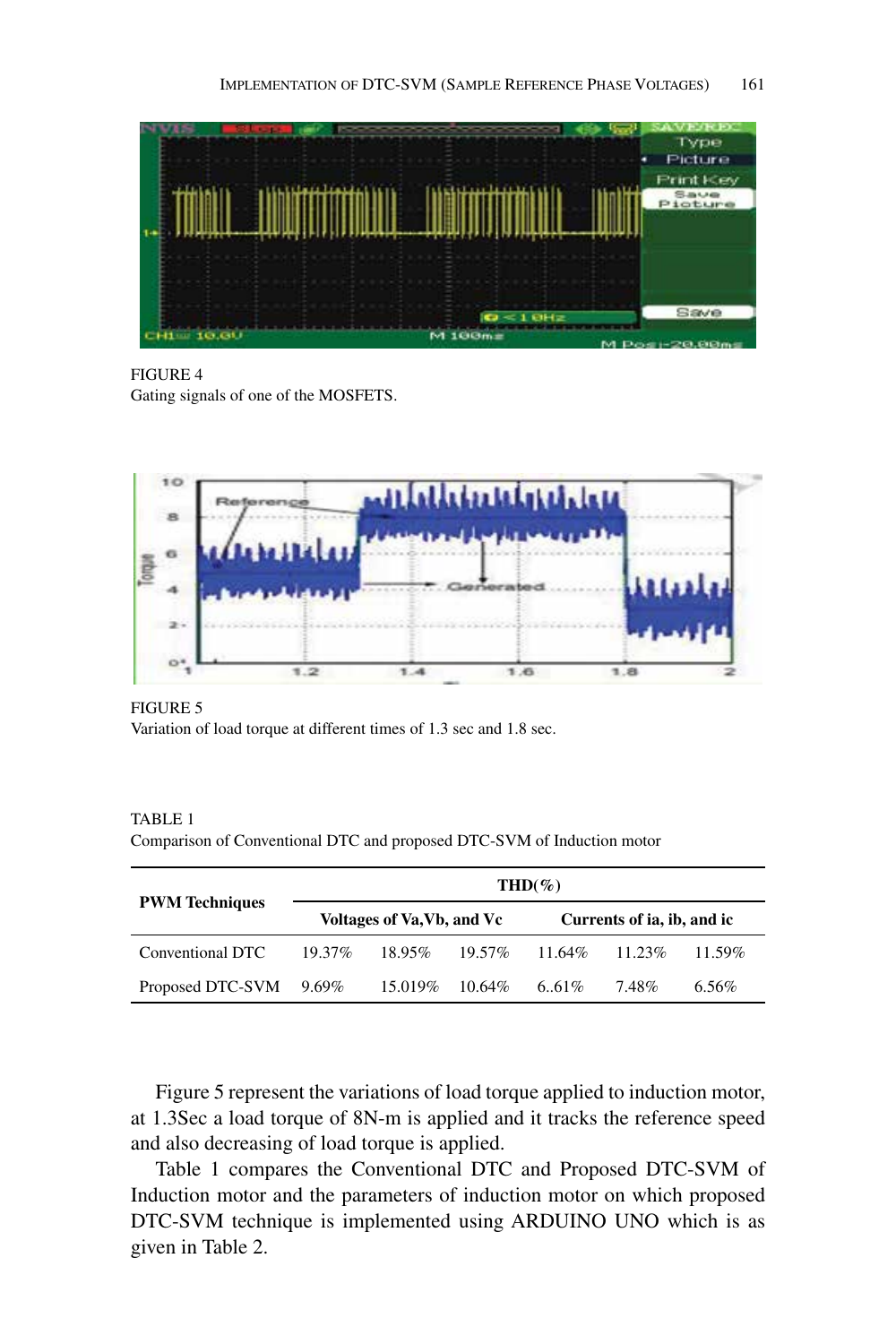FIGURE 4
Gating signals of one of the MOSFETS.

FIGURE 5
Variation of load torque at different times of 1.3 sec and 1.8 sec.

TABLE 1
Comparison of Conventional DTC and proposed DTC-SVM of Induction motor

| PWM Techniques | THD(%) | | | | | |
|---|---|---|---|---|---|---|
| | Voltages of Va,Vb, and Vc | | | Currents of ia, ib, and ic | | |
| Conventional DTC | 19.37% | 18.95% | 19.57% | 11.64% | 11.23% | 11.59% |
| Proposed DTC-SVM | 9.69% | 15.019% | 10.64% | 6..61% | 7.48% | 6.56% |

Figure 5 represent the variations of load torque applied to induction motor, at 1.3Sec a load torque of 8N-m is applied and it tracks the reference speed and also decreasing of load torque is applied.

Table 1 compares the Conventional DTC and Proposed DTC-SVM of Induction motor and the parameters of induction motor on which proposed DTC-SVM technique is implemented using ARDUINO UNO which is as given in Table 2.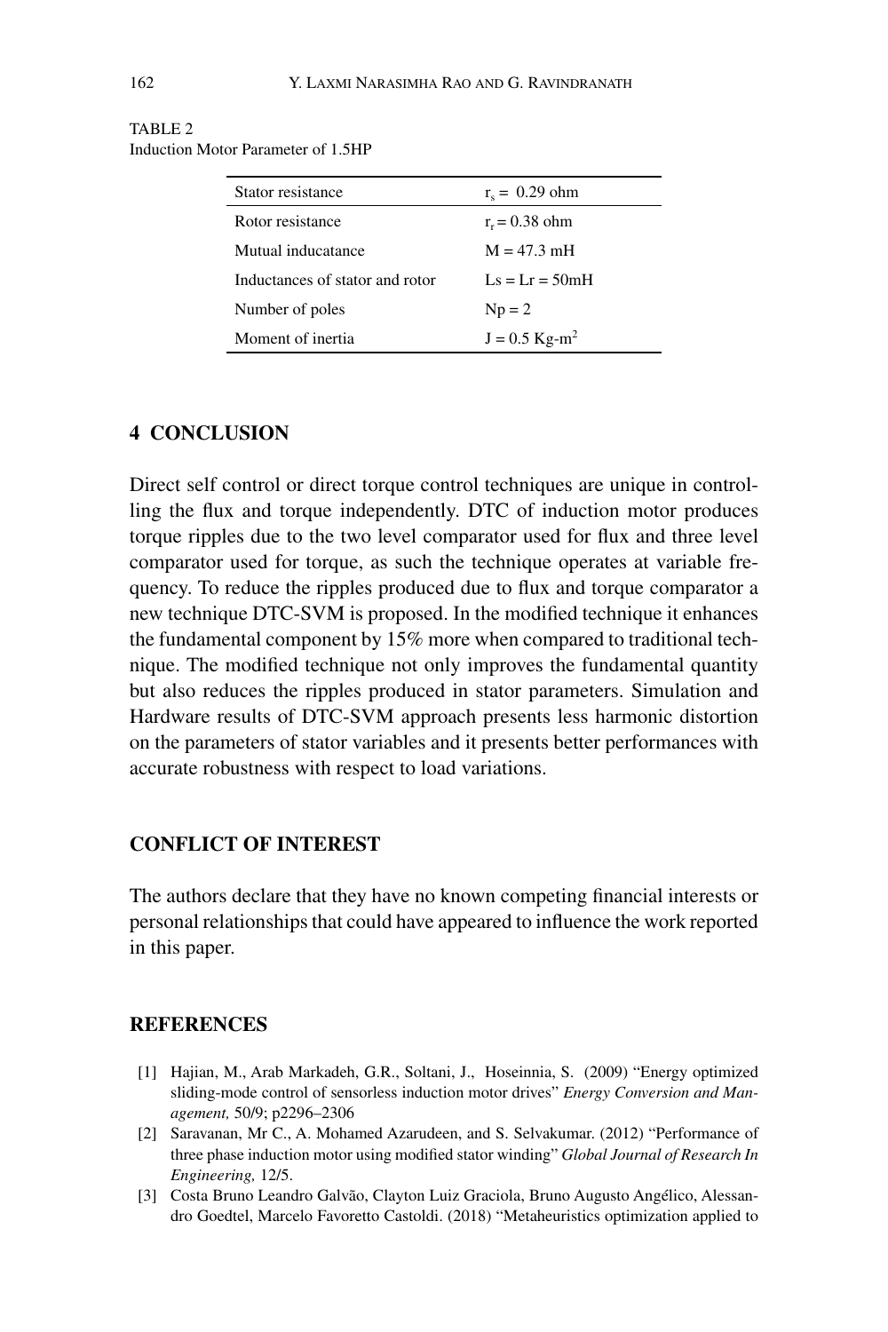TABLE 2
Induction Motor Parameter of 1.5HP

| | |
|---|---|
| Stator resistance | $r_s$ = 0.29 ohm |
| Rotor resistance | $r_r$ = 0.38 ohm |
| Mutual inducatance | M = 47.3 mH |
| Inductances of stator and rotor | Ls = Lr = 50mH |
| Number of poles | Np = 2 |
| Moment of inertia | J = 0.5 Kg-$m^2$ |

## 4 CONCLUSION

Direct self control or direct torque control techniques are unique in controlling the flux and torque independently. DTC of induction motor produces torque ripples due to the two level comparator used for flux and three level comparator used for torque, as such the technique operates at variable frequency. To reduce the ripples produced due to flux and torque comparator a new technique DTC-SVM is proposed. In the modified technique it enhances the fundamental component by 15% more when compared to traditional technique. The modified technique not only improves the fundamental quantity but also reduces the ripples produced in stator parameters. Simulation and Hardware results of DTC-SVM approach presents less harmonic distortion on the parameters of stator variables and it presents better performances with accurate robustness with respect to load variations.

## CONFLICT OF INTEREST

The authors declare that they have no known competing financial interests or personal relationships that could have appeared to influence the work reported in this paper.

## REFERENCES

[1] Hajian, M., Arab Markadeh, G.R., Soltani, J., Hoseinnia, S. (2009) "Energy optimized sliding-mode control of sensorless induction motor drives" *Energy Conversion and Management,* 50/9; p2296–2306

[2] Saravanan, Mr C., A. Mohamed Azarudeen, and S. Selvakumar. (2012) "Performance of three phase induction motor using modified stator winding" *Global Journal of Research In Engineering,* 12/5.

[3] Costa Bruno Leandro Galvão, Clayton Luiz Graciola, Bruno Augusto Angélico, Alessandro Goedtel, Marcelo Favoretto Castoldi. (2018) "Metaheuristics optimization applied to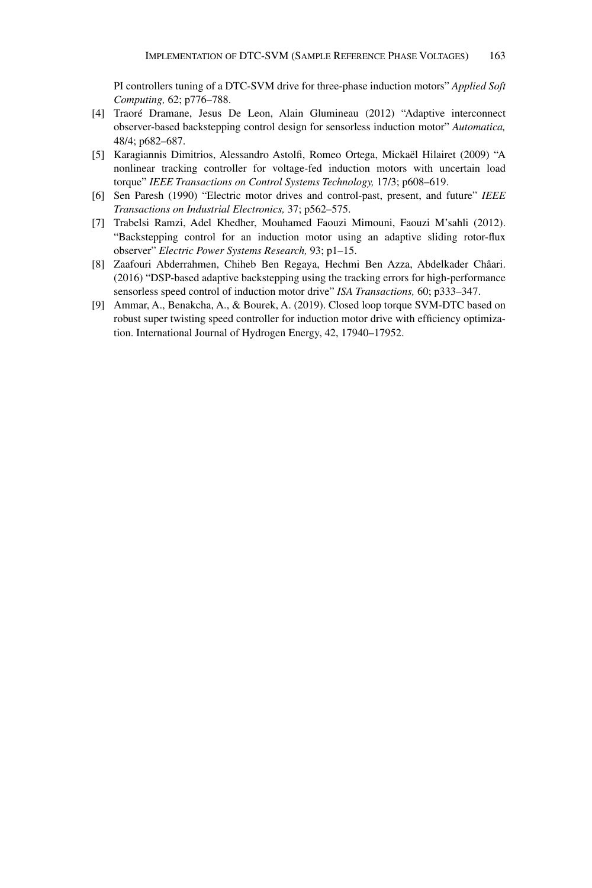PI controllers tuning of a DTC-SVM drive for three-phase induction motors" *Applied Soft Computing,* 62; p776–788.

[4] Traoré Dramane, Jesus De Leon, Alain Glumineau (2012) "Adaptive interconnect observer-based backstepping control design for sensorless induction motor" *Automatica,* 48/4; p682–687.

[5] Karagiannis Dimitrios, Alessandro Astolfi, Romeo Ortega, Mickaël Hilairet (2009) "A nonlinear tracking controller for voltage-fed induction motors with uncertain load torque" *IEEE Transactions on Control Systems Technology,* 17/3; p608–619.

[6] Sen Paresh (1990) "Electric motor drives and control-past, present, and future" *IEEE Transactions on Industrial Electronics,* 37; p562–575.

[7] Trabelsi Ramzi, Adel Khedher, Mouhamed Faouzi Mimouni, Faouzi M'sahli (2012). "Backstepping control for an induction motor using an adaptive sliding rotor-flux observer" *Electric Power Systems Research,* 93; p1–15.

[8] Zaafouri Abderrahmen, Chiheb Ben Regaya, Hechmi Ben Azza, Abdelkader Châari. (2016) "DSP-based adaptive backstepping using the tracking errors for high-performance sensorless speed control of induction motor drive" *ISA Transactions,* 60; p333–347.

[9] Ammar, A., Benakcha, A., & Bourek, A. (2019). Closed loop torque SVM-DTC based on robust super twisting speed controller for induction motor drive with efficiency optimization. International Journal of Hydrogen Energy, 42, 17940–17952.